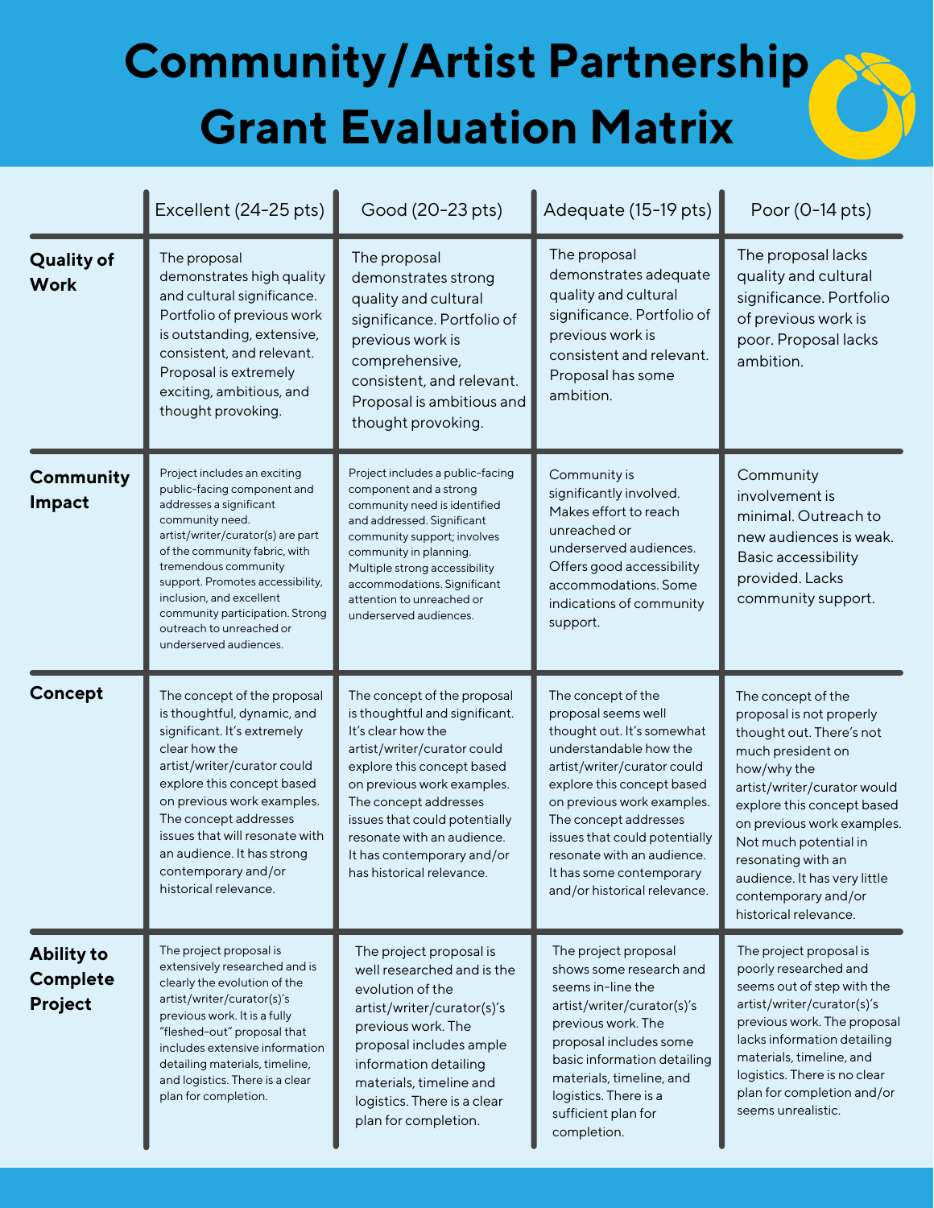# Community/Artist Partnership Grant Evaluation Matrix

| | Excellent (24-25 pts) | Good (20-23 pts) | Adequate (15-19 pts) | Poor (0-14 pts) |
|---|---|---|---|---|
| **Quality of Work** | The proposal demonstrates high quality and cultural significance. Portfolio of previous work is outstanding, extensive, consistent, and relevant. Proposal is extremely exciting, ambitious, and thought provoking. | The proposal demonstrates strong quality and cultural significance. Portfolio of previous work is comprehensive, consistent, and relevant. Proposal is ambitious and thought provoking. | The proposal demonstrates adequate quality and cultural significance. Portfolio of previous work is consistent and relevant. Proposal has some ambition. | The proposal lacks quality and cultural significance. Portfolio of previous work is poor. Proposal lacks ambition. |
| **Community Impact** | Project includes an exciting public-facing component and addresses a significant community need. artist/writer/curator(s) are part of the community fabric, with tremendous community support. Promotes accessibility, inclusion, and excellent community participation. Strong outreach to unreached or underserved audiences. | Project includes a public-facing component and a strong community need is identified and addressed. Significant community support; involves community in planning. Multiple strong accessibility accommodations. Significant attention to unreached or underserved audiences. | Community is significantly involved. Makes effort to reach unreached or underserved audiences. Offers good accessibility accommodations. Some indications of community support. | Community involvement is minimal. Outreach to new audiences is weak. Basic accessibility provided. Lacks community support. |
| **Concept** | The concept of the proposal is thoughtful, dynamic, and significant. It's extremely clear how the artist/writer/curator could explore this concept based on previous work examples. The concept addresses issues that will resonate with an audience. It has strong contemporary and/or historical relevance. | The concept of the proposal is thoughtful and significant. It's clear how the artist/writer/curator could explore this concept based on previous work examples. The concept addresses issues that could potentially resonate with an audience. It has contemporary and/or has historical relevance. | The concept of the proposal seems well thought out. It's somewhat understandable how the artist/writer/curator could explore this concept based on previous work examples. The concept addresses issues that could potentially resonate with an audience. It has some contemporary and/or historical relevance. | The concept of the proposal is not properly thought out. There's not much president on how/why the artist/writer/curator would explore this concept based on previous work examples. Not much potential in resonating with an audience. It has very little contemporary and/or historical relevance. |
| **Ability to Complete Project** | The project proposal is extensively researched and is clearly the evolution of the artist/writer/curator(s)'s previous work. It is a fully "fleshed-out" proposal that includes extensive information detailing materials, timeline, and logistics. There is a clear plan for completion. | The project proposal is well researched and is the evolution of the artist/writer/curator(s)'s previous work. The proposal includes ample information detailing materials, timeline and logistics. There is a clear plan for completion. | The project proposal shows some research and seems in-line the artist/writer/curator(s)'s previous work. The proposal includes some basic information detailing materials, timeline, and logistics. There is a sufficient plan for completion. | The project proposal is poorly researched and seems out of step with the artist/writer/curator(s)'s previous work. The proposal lacks information detailing materials, timeline, and logistics. There is no clear plan for completion and/or seems unrealistic. |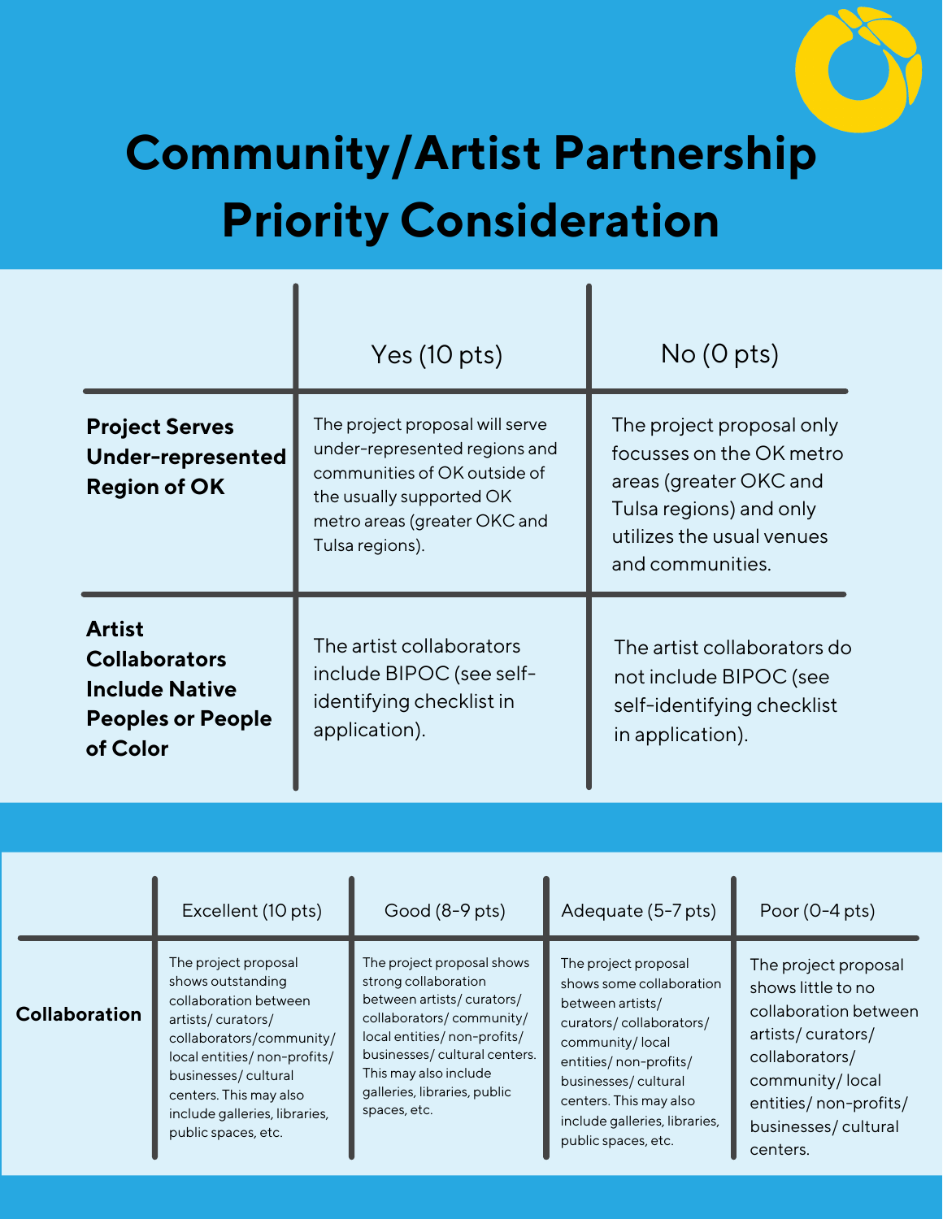# Community/Artist Partnership Priority Consideration

| | Yes (10 pts) | No (0 pts) |
|---|---|---|
| **Project Serves Under-represented Region of OK** | The project proposal will serve under-represented regions and communities of OK outside of the usually supported OK metro areas (greater OKC and Tulsa regions). | The project proposal only focusses on the OK metro areas (greater OKC and Tulsa regions) and only utilizes the usual venues and communities. |
| **Artist Collaborators Include Native Peoples or People of Color** | The artist collaborators include BIPOC (see self-identifying checklist in application). | The artist collaborators do not include BIPOC (see self-identifying checklist in application). |

| | Excellent (10 pts) | Good (8-9 pts) | Adequate (5-7 pts) | Poor (0-4 pts) |
|---|---|---|---|---|
| **Collaboration** | The project proposal shows outstanding collaboration between artists/ curators/ collaborators/community/ local entities/ non-profits/ businesses/ cultural centers. This may also include galleries, libraries, public spaces, etc. | The project proposal shows strong collaboration between artists/ curators/ collaborators/ community/ local entities/ non-profits/ businesses/ cultural centers. This may also include galleries, libraries, public spaces, etc. | The project proposal shows some collaboration between artists/ curators/ collaborators/ community/ local entities/ non-profits/ businesses/ cultural centers. This may also include galleries, libraries, public spaces, etc. | The project proposal shows little to no collaboration between artists/ curators/ collaborators/ community/ local entities/ non-profits/ businesses/ cultural centers. |